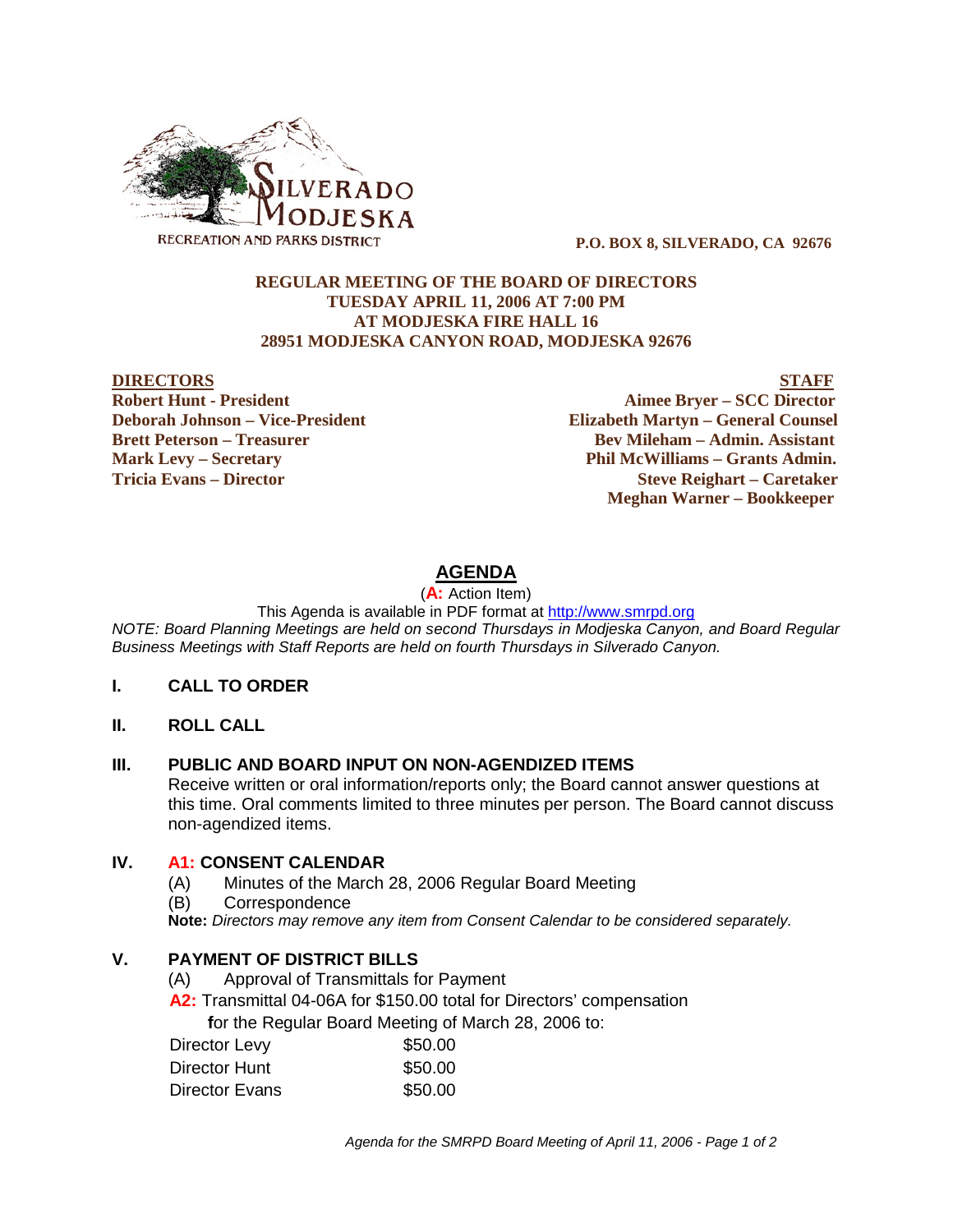SILVERADO MODJESKA
RECREATION AND PARKS DISTRICT

**P.O. BOX 8, SILVERADO, CA 92676**

**REGULAR MEETING OF THE BOARD OF DIRECTORS**
**TUESDAY APRIL 11, 2006 AT 7:00 PM**
**AT MODJESKA FIRE HALL 16**
**28951 MODJESKA CANYON ROAD, MODJESKA 92676**

| DIRECTORS | STAFF |
|---|---|
| **Robert Hunt - President** | **Aimee Bryer – SCC Director** |
| **Deborah Johnson – Vice-President** | **Elizabeth Martyn – General Counsel** |
| **Brett Peterson – Treasurer** | **Bev Mileham – Admin. Assistant** |
| **Mark Levy – Secretary** | **Phil McWilliams – Grants Admin.** |
| **Tricia Evans – Director** | **Steve Reighart – Caretaker** |
| | **Meghan Warner – Bookkeeper** |

# AGENDA

(**A:** Action Item)

This Agenda is available in PDF format at http://www.smrpd.org

*NOTE: Board Planning Meetings are held on second Thursdays in Modjeska Canyon, and Board Regular Business Meetings with Staff Reports are held on fourth Thursdays in Silverado Canyon.*

## I. CALL TO ORDER

## II. ROLL CALL

## III. PUBLIC AND BOARD INPUT ON NON-AGENDIZED ITEMS

Receive written or oral information/reports only; the Board cannot answer questions at this time. Oral comments limited to three minutes per person. The Board cannot discuss non-agendized items.

## IV. A1: CONSENT CALENDAR

(A) Minutes of the March 28, 2006 Regular Board Meeting

(B) Correspondence

**Note:** *Directors may remove any item from Consent Calendar to be considered separately.*

## V. PAYMENT OF DISTRICT BILLS

(A) Approval of Transmittals for Payment

**A2:** Transmittal 04-06A for $150.00 total for Directors' compensation for the Regular Board Meeting of March 28, 2006 to:

| | |
|---|---|
| Director Levy | $50.00 |
| Director Hunt | $50.00 |
| Director Evans | $50.00 |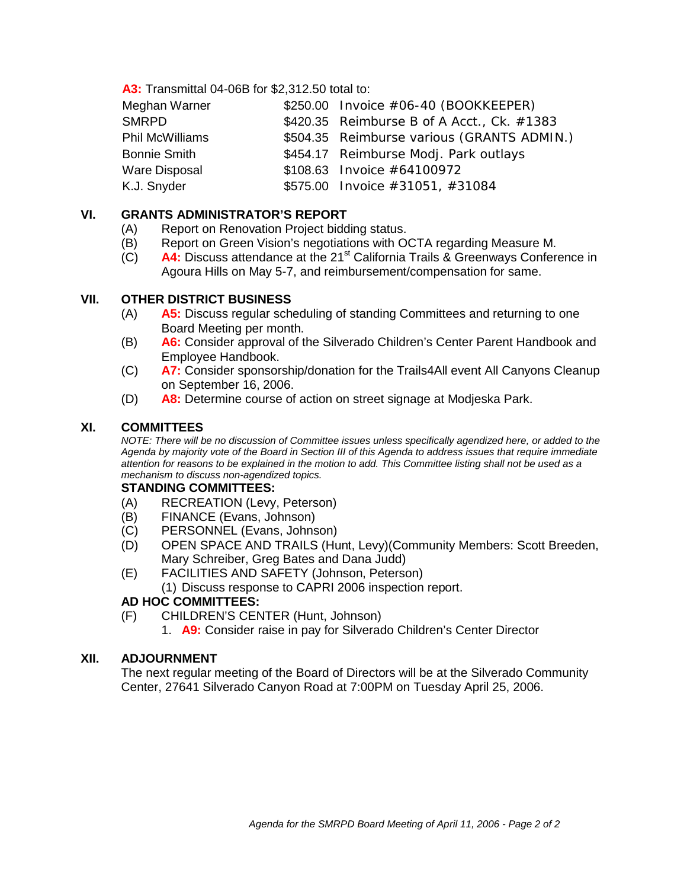**A3:** Transmittal 04-06B for $2,312.50 total to:

| | | |
|---|---|---|
| Meghan Warner | $250.00 | Invoice #06-40 (BOOKKEEPER) |
| SMRPD | $420.35 | Reimburse B of A Acct., Ck. #1383 |
| Phil McWilliams | $504.35 | Reimburse various (GRANTS ADMIN.) |
| Bonnie Smith | $454.17 | Reimburse Modj. Park outlays |
| Ware Disposal | $108.63 | Invoice #64100972 |
| K.J. Snyder | $575.00 | Invoice #31051, #31084 |

## VI. GRANTS ADMINISTRATOR'S REPORT

(A) Report on Renovation Project bidding status.

(B) Report on Green Vision's negotiations with OCTA regarding Measure M.

(C) **A4:** Discuss attendance at the 21st California Trails & Greenways Conference in Agoura Hills on May 5-7, and reimbursement/compensation for same.

## VII. OTHER DISTRICT BUSINESS

(A) **A5:** Discuss regular scheduling of standing Committees and returning to one Board Meeting per month.

(B) **A6:** Consider approval of the Silverado Children's Center Parent Handbook and Employee Handbook.

(C) **A7:** Consider sponsorship/donation for the Trails4All event All Canyons Cleanup on September 16, 2006.

(D) **A8:** Determine course of action on street signage at Modjeska Park.

## XI. COMMITTEES

*NOTE: There will be no discussion of Committee issues unless specifically agendized here, or added to the Agenda by majority vote of the Board in Section III of this Agenda to address issues that require immediate attention for reasons to be explained in the motion to add. This Committee listing shall not be used as a mechanism to discuss non-agendized topics.*

**STANDING COMMITTEES:**

(A) RECREATION (Levy, Peterson)

(B) FINANCE (Evans, Johnson)

(C) PERSONNEL (Evans, Johnson)

(D) OPEN SPACE AND TRAILS (Hunt, Levy)(Community Members: Scott Breeden, Mary Schreiber, Greg Bates and Dana Judd)

(E) FACILITIES AND SAFETY (Johnson, Peterson)
(1) Discuss response to CAPRI 2006 inspection report.

**AD HOC COMMITTEES:**

(F) CHILDREN'S CENTER (Hunt, Johnson)
1. **A9:** Consider raise in pay for Silverado Children's Center Director

## XII. ADJOURNMENT

The next regular meeting of the Board of Directors will be at the Silverado Community Center, 27641 Silverado Canyon Road at 7:00PM on Tuesday April 25, 2006.